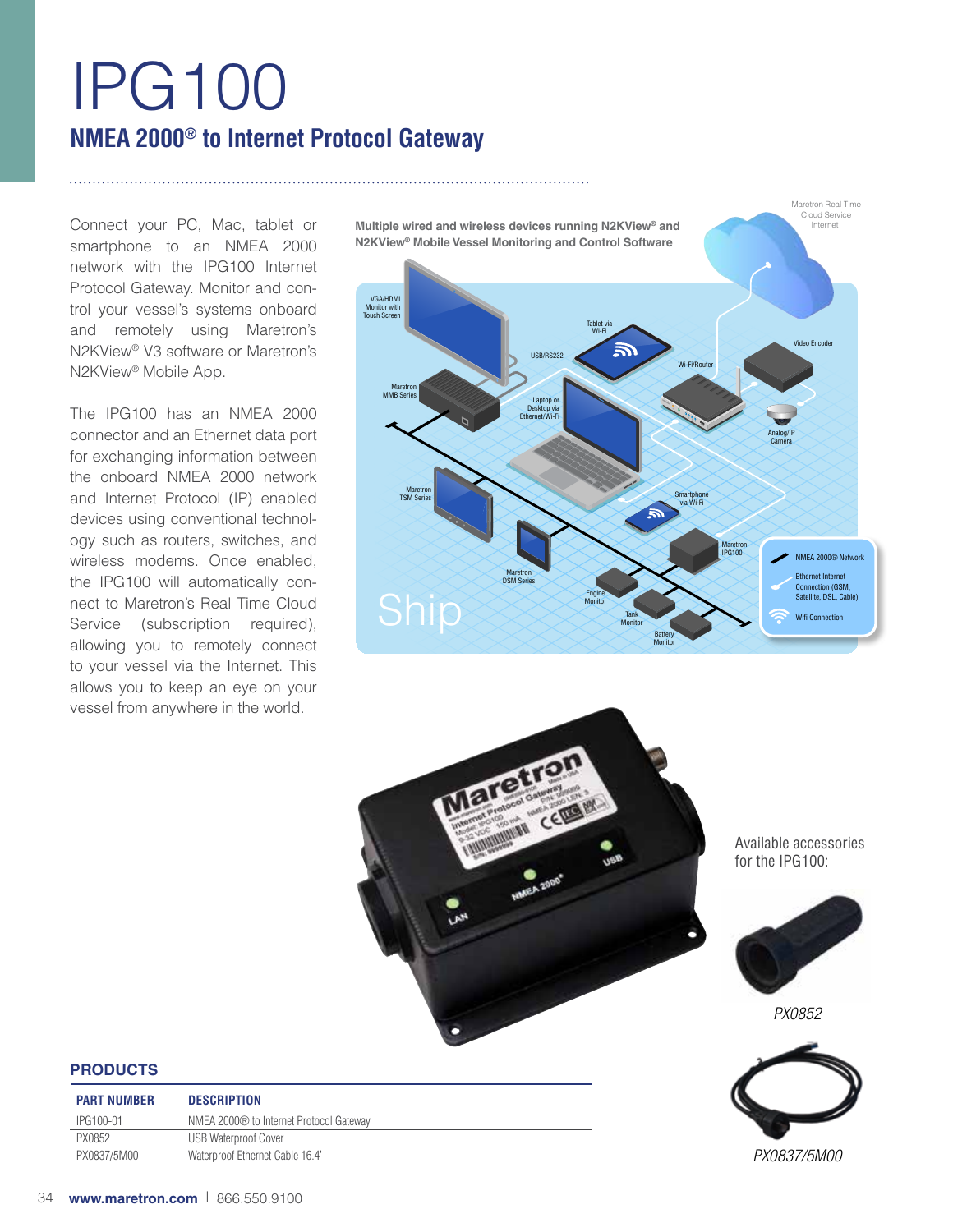# IPG100

## NMEA 2000® to Internet Protocol Gateway

Connect your PC, Mac, tablet or smartphone to an NMEA 2000 network with the IPG100 Internet Protocol Gateway. Monitor and control your vessel's systems onboard and remotely using Maretron's N2KView® V3 software or Maretron's N2KView® Mobile App.

The IPG100 has an NMEA 2000 connector and an Ethernet data port for exchanging information between the onboard NMEA 2000 network and Internet Protocol (IP) enabled devices using conventional technology such as routers, switches, and wireless modems. Once enabled, the IPG100 will automatically connect to Maretron's Real Time Cloud Service (subscription required), allowing you to remotely connect to your vessel via the Internet. This allows you to keep an eye on your vessel from anywhere in the world.

**Multiple wired and wireless devices running N2KView® and N2KView® Mobile Vessel Monitoring and Control Software**

Available accessories for the IPG100:

*PX0852*

*PX0837/5M00*

### PRODUCTS

| PART NUMBER | DESCRIPTION |
|---|---|
| IPG100-01 | NMEA 2000® to Internet Protocol Gateway |
| PX0852 | USB Waterproof Cover |
| PX0837/5M00 | Waterproof Ethernet Cable 16.4' |

**www.maretron.com** | 866.550.9100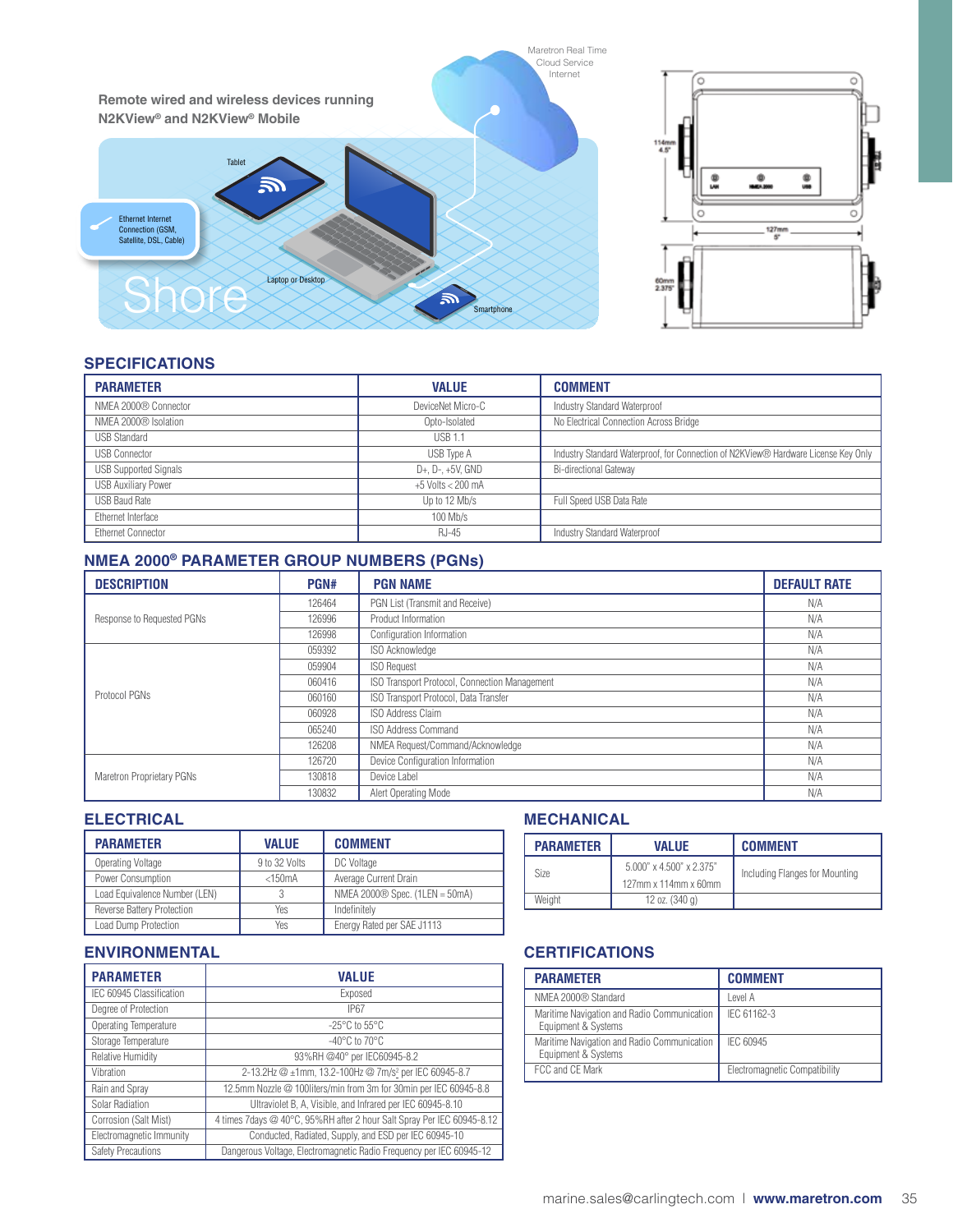Remote wired and wireless devices running N2KView® and N2KView® Mobile

Maretron Real Time Cloud Service Internet

Tablet

Ethernet Internet Connection (GSM, Satellite, DSL, Cable)

Laptop or Desktop

Smartphone

Shore

114mm 4.5"

127mm 5"

60mm 2.375"

LAN NMEA 2000 USB

## SPECIFICATIONS

| PARAMETER | VALUE | COMMENT |
|---|---|---|
| NMEA 2000® Connector | DeviceNet Micro-C | Industry Standard Waterproof |
| NMEA 2000® Isolation | Opto-Isolated | No Electrical Connection Across Bridge |
| USB Standard | USB 1.1 | |
| USB Connector | USB Type A | Industry Standard Waterproof, for Connection of N2KView® Hardware License Key Only |
| USB Supported Signals | D+, D-, +5V, GND | Bi-directional Gateway |
| USB Auxiliary Power | +5 Volts < 200 mA | |
| USB Baud Rate | Up to 12 Mb/s | Full Speed USB Data Rate |
| Ethernet Interface | 100 Mb/s | |
| Ethernet Connector | RJ-45 | Industry Standard Waterproof |

## NMEA 2000® PARAMETER GROUP NUMBERS (PGNs)

| DESCRIPTION | PGN# | PGN NAME | DEFAULT RATE |
|---|---|---|---|
| Response to Requested PGNs | 126464 | PGN List (Transmit and Receive) | N/A |
| | 126996 | Product Information | N/A |
| | 126998 | Configuration Information | N/A |
| Protocol PGNs | 059392 | ISO Acknowledge | N/A |
| | 059904 | ISO Request | N/A |
| | 060416 | ISO Transport Protocol, Connection Management | N/A |
| | 060160 | ISO Transport Protocol, Data Transfer | N/A |
| | 060928 | ISO Address Claim | N/A |
| | 065240 | ISO Address Command | N/A |
| | 126208 | NMEA Request/Command/Acknowledge | N/A |
| Maretron Proprietary PGNs | 126720 | Device Configuration Information | N/A |
| | 130818 | Device Label | N/A |
| | 130832 | Alert Operating Mode | N/A |

## ELECTRICAL

| PARAMETER | VALUE | COMMENT |
|---|---|---|
| Operating Voltage | 9 to 32 Volts | DC Voltage |
| Power Consumption | <150mA | Average Current Drain |
| Load Equivalence Number (LEN) | 3 | NMEA 2000® Spec. (1LEN = 50mA) |
| Reverse Battery Protection | Yes | Indefinitely |
| Load Dump Protection | Yes | Energy Rated per SAE J1113 |

## ENVIRONMENTAL

| PARAMETER | VALUE |
|---|---|
| IEC 60945 Classification | Exposed |
| Degree of Protection | IP67 |
| Operating Temperature | -25°C to 55°C |
| Storage Temperature | -40°C to 70°C |
| Relative Humidity | 93%RH @40° per IEC60945-8.2 |
| Vibration | 2-13.2Hz @ ±1mm, 13.2-100Hz @ 7m/s$^2$ per IEC 60945-8.7 |
| Rain and Spray | 12.5mm Nozzle @ 100liters/min from 3m for 30min per IEC 60945-8.8 |
| Solar Radiation | Ultraviolet B, A, Visible, and Infrared per IEC 60945-8.10 |
| Corrosion (Salt Mist) | 4 times 7days @ 40°C, 95%RH after 2 hour Salt Spray Per IEC 60945-8.12 |
| Electromagnetic Immunity | Conducted, Radiated, Supply, and ESD per IEC 60945-10 |
| Safety Precautions | Dangerous Voltage, Electromagnetic Radio Frequency per IEC 60945-12 |

## MECHANICAL

| PARAMETER | VALUE | COMMENT |
|---|---|---|
| Size | 5.000" x 4.500" x 2.375" 127mm x 114mm x 60mm | Including Flanges for Mounting |
| Weight | 12 oz. (340 g) | |

## CERTIFICATIONS

| PARAMETER | COMMENT |
|---|---|
| NMEA 2000® Standard | Level A |
| Maritime Navigation and Radio Communication Equipment & Systems | IEC 61162-3 |
| Maritime Navigation and Radio Communication Equipment & Systems | IEC 60945 |
| FCC and CE Mark | Electromagnetic Compatibility |

marine.sales@carlingtech.com | **www.maretron.com**